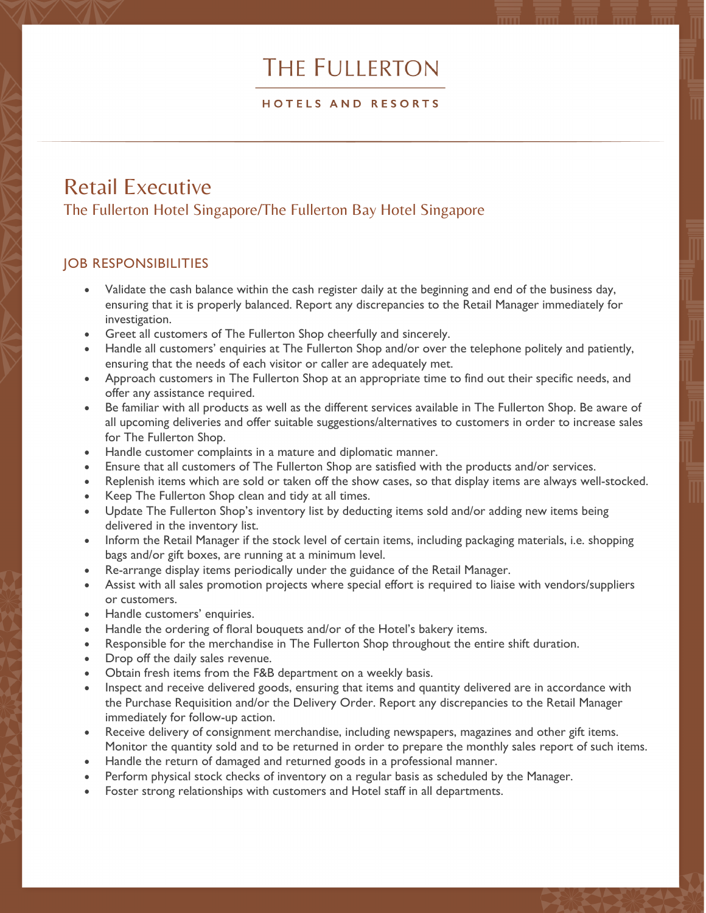# THE FULLERTON

HOTELS AND RESORTS

## Retail Executive

### The Fullerton Hotel Singapore/The Fullerton Bay Hotel Singapore

### JOB RESPONSIBILITIES

- Validate the cash balance within the cash register daily at the beginning and end of the business day, ensuring that it is properly balanced. Report any discrepancies to the Retail Manager immediately for investigation.
- Greet all customers of The Fullerton Shop cheerfully and sincerely.
- Handle all customers' enquiries at The Fullerton Shop and/or over the telephone politely and patiently, ensuring that the needs of each visitor or caller are adequately met.
- Approach customers in The Fullerton Shop at an appropriate time to find out their specific needs, and offer any assistance required.
- Be familiar with all products as well as the different services available in The Fullerton Shop. Be aware of all upcoming deliveries and offer suitable suggestions/alternatives to customers in order to increase sales for The Fullerton Shop.
- Handle customer complaints in a mature and diplomatic manner.
- Ensure that all customers of The Fullerton Shop are satisfied with the products and/or services.
- Replenish items which are sold or taken off the show cases, so that display items are always well-stocked.
- Keep The Fullerton Shop clean and tidy at all times.
- Update The Fullerton Shop's inventory list by deducting items sold and/or adding new items being delivered in the inventory list.
- Inform the Retail Manager if the stock level of certain items, including packaging materials, i.e. shopping bags and/or gift boxes, are running at a minimum level.
- Re-arrange display items periodically under the guidance of the Retail Manager.
- Assist with all sales promotion projects where special effort is required to liaise with vendors/suppliers or customers.
- Handle customers' enquiries.
- Handle the ordering of floral bouquets and/or of the Hotel's bakery items.
- Responsible for the merchandise in The Fullerton Shop throughout the entire shift duration.
- Drop off the daily sales revenue.
- Obtain fresh items from the F&B department on a weekly basis.
- Inspect and receive delivered goods, ensuring that items and quantity delivered are in accordance with the Purchase Requisition and/or the Delivery Order. Report any discrepancies to the Retail Manager immediately for follow-up action.
- Receive delivery of consignment merchandise, including newspapers, magazines and other gift items. Monitor the quantity sold and to be returned in order to prepare the monthly sales report of such items.
- Handle the return of damaged and returned goods in a professional manner.
- Perform physical stock checks of inventory on a regular basis as scheduled by the Manager.
- Foster strong relationships with customers and Hotel staff in all departments.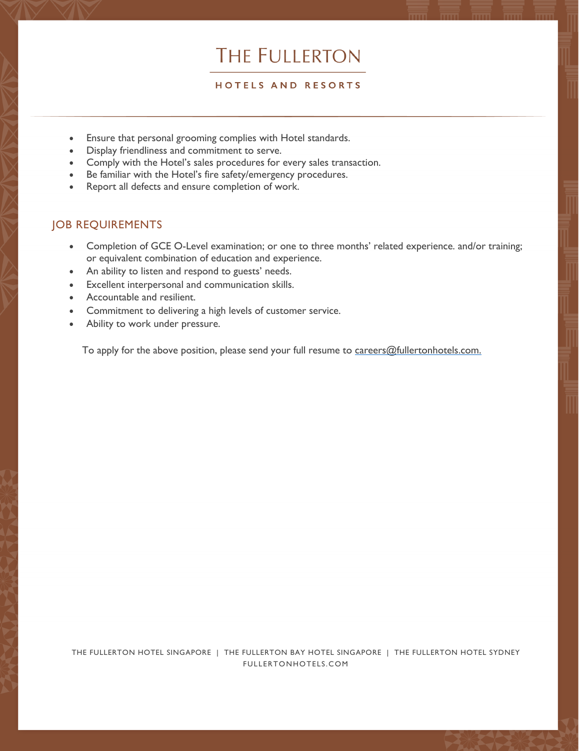- Ensure that personal grooming complies with Hotel standards.
- Display friendliness and commitment to serve.
- Comply with the Hotel's sales procedures for every sales transaction.
- Be familiar with the Hotel's fire safety/emergency procedures.
- Report all defects and ensure completion of work.

## JOB REQUIREMENTS

- Completion of GCE O-Level examination; or one to three months' related experience. and/or training; or equivalent combination of education and experience.
- An ability to listen and respond to guests' needs.
- Excellent interpersonal and communication skills.
- Accountable and resilient.
- Commitment to delivering a high levels of customer service.
- Ability to work under pressure.

To apply for the above position, please send your full resume to careers@fullertonhotels.com.